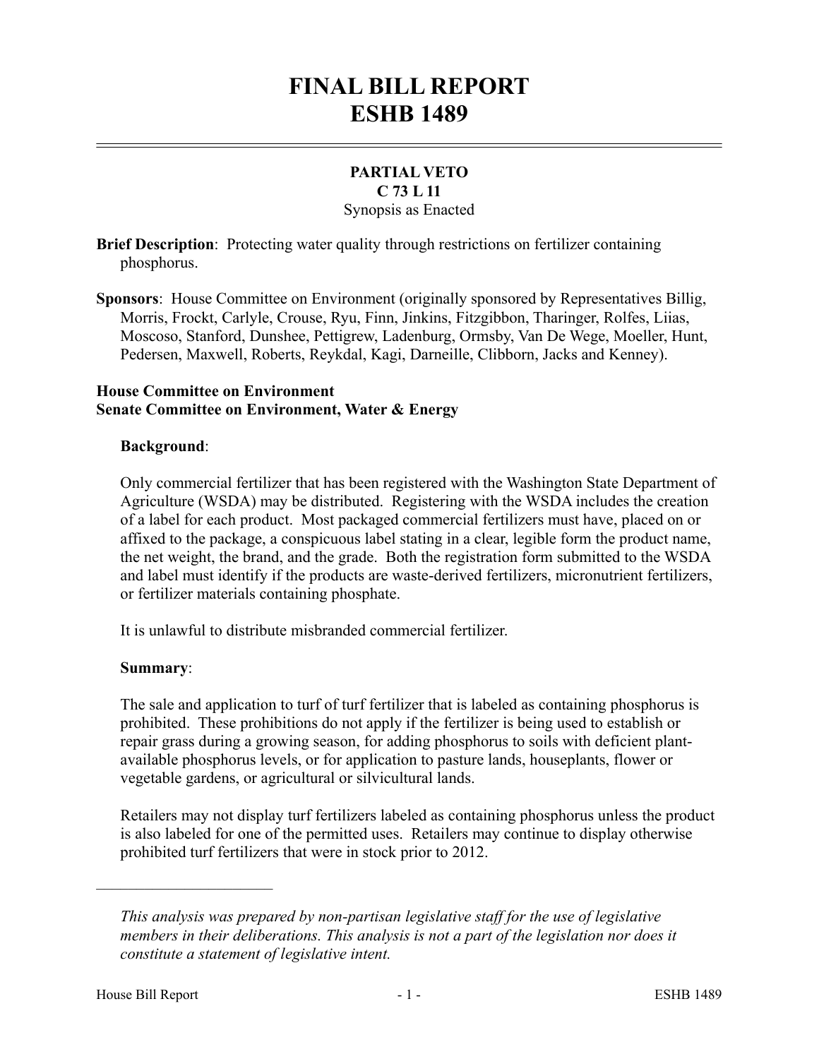# FINAL BILL REPORT
# ESHB 1489

**PARTIAL VETO**
**C 73 L 11**
Synopsis as Enacted

**Brief Description**: Protecting water quality through restrictions on fertilizer containing phosphorus.

**Sponsors**: House Committee on Environment (originally sponsored by Representatives Billig, Morris, Frockt, Carlyle, Crouse, Ryu, Finn, Jinkins, Fitzgibbon, Tharinger, Rolfes, Liias, Moscoso, Stanford, Dunshee, Pettigrew, Ladenburg, Ormsby, Van De Wege, Moeller, Hunt, Pedersen, Maxwell, Roberts, Reykdal, Kagi, Darneille, Clibborn, Jacks and Kenney).

**House Committee on Environment**
**Senate Committee on Environment, Water & Energy**

**Background**:

Only commercial fertilizer that has been registered with the Washington State Department of Agriculture (WSDA) may be distributed. Registering with the WSDA includes the creation of a label for each product. Most packaged commercial fertilizers must have, placed on or affixed to the package, a conspicuous label stating in a clear, legible form the product name, the net weight, the brand, and the grade. Both the registration form submitted to the WSDA and label must identify if the products are waste-derived fertilizers, micronutrient fertilizers, or fertilizer materials containing phosphate.

It is unlawful to distribute misbranded commercial fertilizer.

**Summary**:

The sale and application to turf of turf fertilizer that is labeled as containing phosphorus is prohibited. These prohibitions do not apply if the fertilizer is being used to establish or repair grass during a growing season, for adding phosphorus to soils with deficient plant-available phosphorus levels, or for application to pasture lands, houseplants, flower or vegetable gardens, or agricultural or silvicultural lands.

Retailers may not display turf fertilizers labeled as containing phosphorus unless the product is also labeled for one of the permitted uses. Retailers may continue to display otherwise prohibited turf fertilizers that were in stock prior to 2012.

---

*This analysis was prepared by non-partisan legislative staff for the use of legislative members in their deliberations. This analysis is not a part of the legislation nor does it constitute a statement of legislative intent.*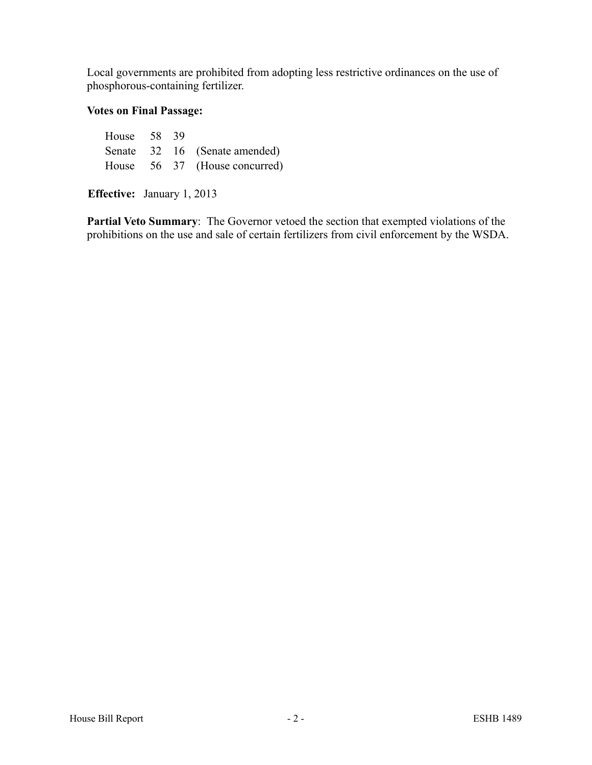Local governments are prohibited from adopting less restrictive ordinances on the use of phosphorous-containing fertilizer.

**Votes on Final Passage:**

| | | | |
|---|---|---|---|
| House | 58 | 39 | |
| Senate | 32 | 16 | (Senate amended) |
| House | 56 | 37 | (House concurred) |

**Effective:** January 1, 2013

**Partial Veto Summary**: The Governor vetoed the section that exempted violations of the prohibitions on the use and sale of certain fertilizers from civil enforcement by the WSDA.